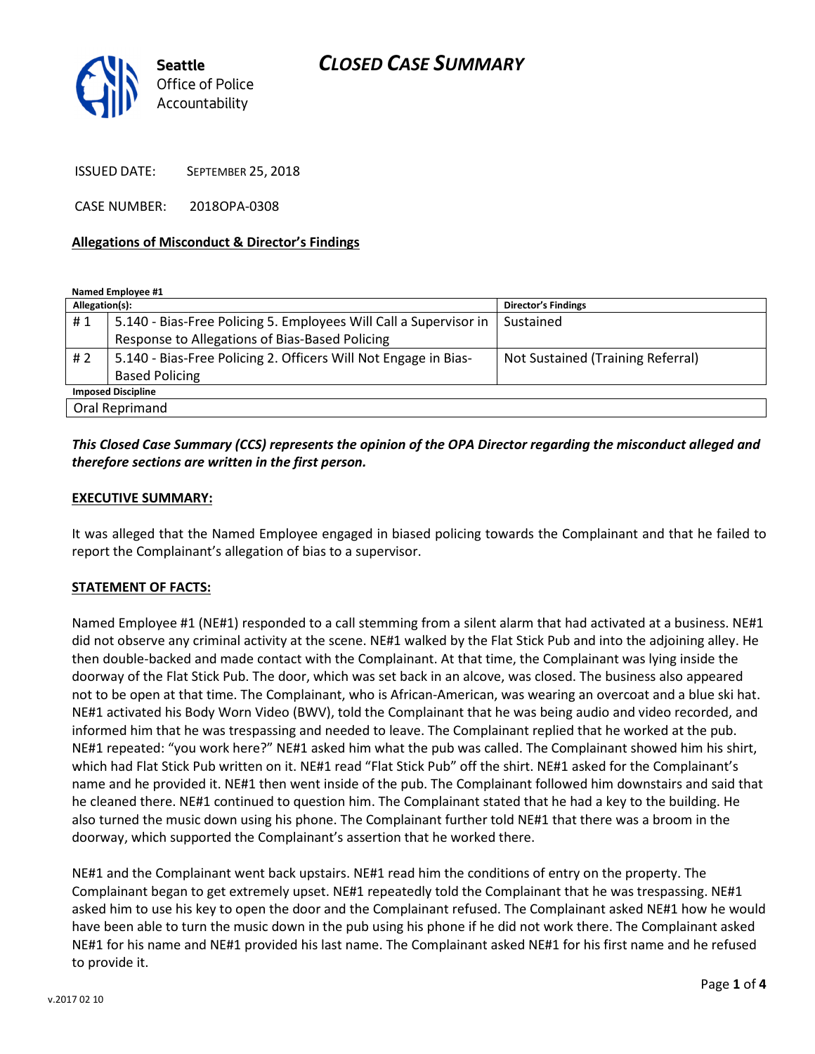# CLOSED CASE SUMMARY

**Seattle**
Office of Police
Accountability

ISSUED DATE: SEPTEMBER 25, 2018

CASE NUMBER: 2018OPA-0308

**Allegations of Misconduct & Director's Findings**

**Named Employee #1**

| Allegation(s): | | Director's Findings |
|---|---|---|
| # 1 | 5.140 - Bias-Free Policing 5. Employees Will Call a Supervisor in Response to Allegations of Bias-Based Policing | Sustained |
| # 2 | 5.140 - Bias-Free Policing 2. Officers Will Not Engage in Bias-Based Policing | Not Sustained (Training Referral) |
| **Imposed Discipline** | | |
| Oral Reprimand | | |

***This Closed Case Summary (CCS) represents the opinion of the OPA Director regarding the misconduct alleged and therefore sections are written in the first person.***

**EXECUTIVE SUMMARY:**

It was alleged that the Named Employee engaged in biased policing towards the Complainant and that he failed to report the Complainant's allegation of bias to a supervisor.

**STATEMENT OF FACTS:**

Named Employee #1 (NE#1) responded to a call stemming from a silent alarm that had activated at a business. NE#1 did not observe any criminal activity at the scene. NE#1 walked by the Flat Stick Pub and into the adjoining alley. He then double-backed and made contact with the Complainant. At that time, the Complainant was lying inside the doorway of the Flat Stick Pub. The door, which was set back in an alcove, was closed. The business also appeared not to be open at that time. The Complainant, who is African-American, was wearing an overcoat and a blue ski hat. NE#1 activated his Body Worn Video (BWV), told the Complainant that he was being audio and video recorded, and informed him that he was trespassing and needed to leave. The Complainant replied that he worked at the pub. NE#1 repeated: "you work here?" NE#1 asked him what the pub was called. The Complainant showed him his shirt, which had Flat Stick Pub written on it. NE#1 read "Flat Stick Pub" off the shirt. NE#1 asked for the Complainant's name and he provided it. NE#1 then went inside of the pub. The Complainant followed him downstairs and said that he cleaned there. NE#1 continued to question him. The Complainant stated that he had a key to the building. He also turned the music down using his phone. The Complainant further told NE#1 that there was a broom in the doorway, which supported the Complainant's assertion that he worked there.

NE#1 and the Complainant went back upstairs. NE#1 read him the conditions of entry on the property. The Complainant began to get extremely upset. NE#1 repeatedly told the Complainant that he was trespassing. NE#1 asked him to use his key to open the door and the Complainant refused. The Complainant asked NE#1 how he would have been able to turn the music down in the pub using his phone if he did not work there. The Complainant asked NE#1 for his name and NE#1 provided his last name. The Complainant asked NE#1 for his first name and he refused to provide it.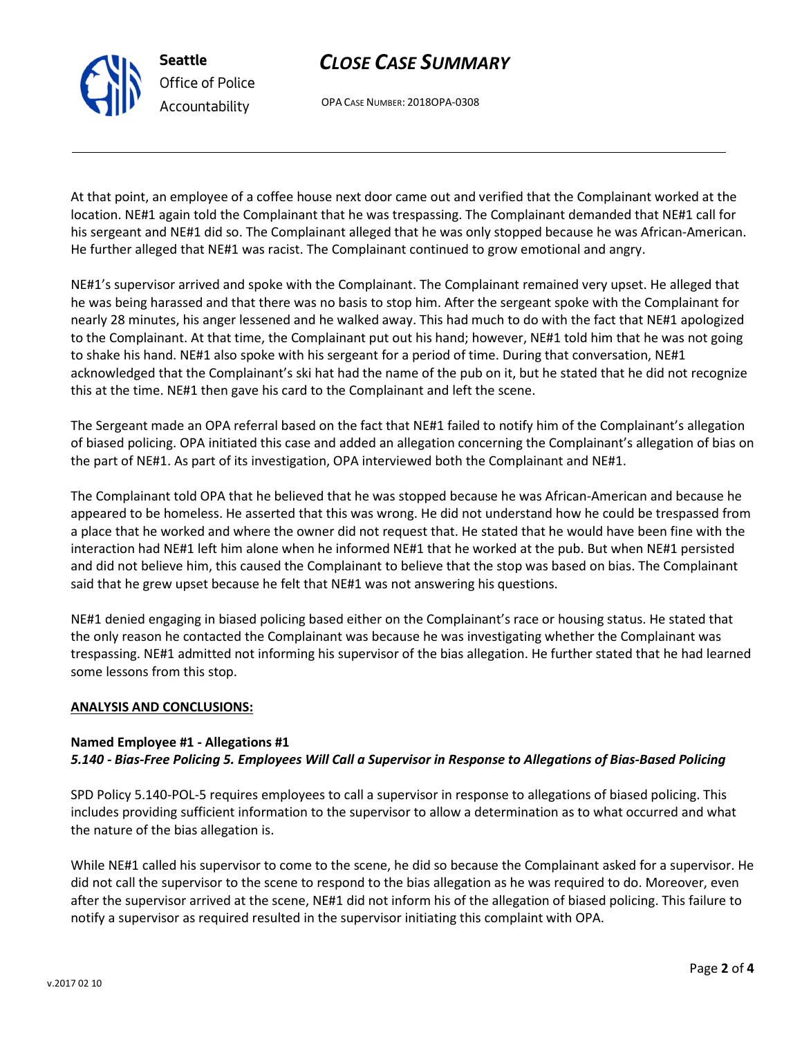At that point, an employee of a coffee house next door came out and verified that the Complainant worked at the location. NE#1 again told the Complainant that he was trespassing. The Complainant demanded that NE#1 call for his sergeant and NE#1 did so. The Complainant alleged that he was only stopped because he was African-American. He further alleged that NE#1 was racist. The Complainant continued to grow emotional and angry.

NE#1's supervisor arrived and spoke with the Complainant. The Complainant remained very upset. He alleged that he was being harassed and that there was no basis to stop him. After the sergeant spoke with the Complainant for nearly 28 minutes, his anger lessened and he walked away. This had much to do with the fact that NE#1 apologized to the Complainant. At that time, the Complainant put out his hand; however, NE#1 told him that he was not going to shake his hand. NE#1 also spoke with his sergeant for a period of time. During that conversation, NE#1 acknowledged that the Complainant's ski hat had the name of the pub on it, but he stated that he did not recognize this at the time. NE#1 then gave his card to the Complainant and left the scene.

The Sergeant made an OPA referral based on the fact that NE#1 failed to notify him of the Complainant's allegation of biased policing. OPA initiated this case and added an allegation concerning the Complainant's allegation of bias on the part of NE#1. As part of its investigation, OPA interviewed both the Complainant and NE#1.

The Complainant told OPA that he believed that he was stopped because he was African-American and because he appeared to be homeless. He asserted that this was wrong. He did not understand how he could be trespassed from a place that he worked and where the owner did not request that. He stated that he would have been fine with the interaction had NE#1 left him alone when he informed NE#1 that he worked at the pub. But when NE#1 persisted and did not believe him, this caused the Complainant to believe that the stop was based on bias. The Complainant said that he grew upset because he felt that NE#1 was not answering his questions.

NE#1 denied engaging in biased policing based either on the Complainant's race or housing status. He stated that the only reason he contacted the Complainant was because he was investigating whether the Complainant was trespassing. NE#1 admitted not informing his supervisor of the bias allegation. He further stated that he had learned some lessons from this stop.

## ANALYSIS AND CONCLUSIONS:

### Named Employee #1 - Allegations #1
***5.140 - Bias-Free Policing 5. Employees Will Call a Supervisor in Response to Allegations of Bias-Based Policing***

SPD Policy 5.140-POL-5 requires employees to call a supervisor in response to allegations of biased policing. This includes providing sufficient information to the supervisor to allow a determination as to what occurred and what the nature of the bias allegation is.

While NE#1 called his supervisor to come to the scene, he did so because the Complainant asked for a supervisor. He did not call the supervisor to the scene to respond to the bias allegation as he was required to do. Moreover, even after the supervisor arrived at the scene, NE#1 did not inform his of the allegation of biased policing. This failure to notify a supervisor as required resulted in the supervisor initiating this complaint with OPA.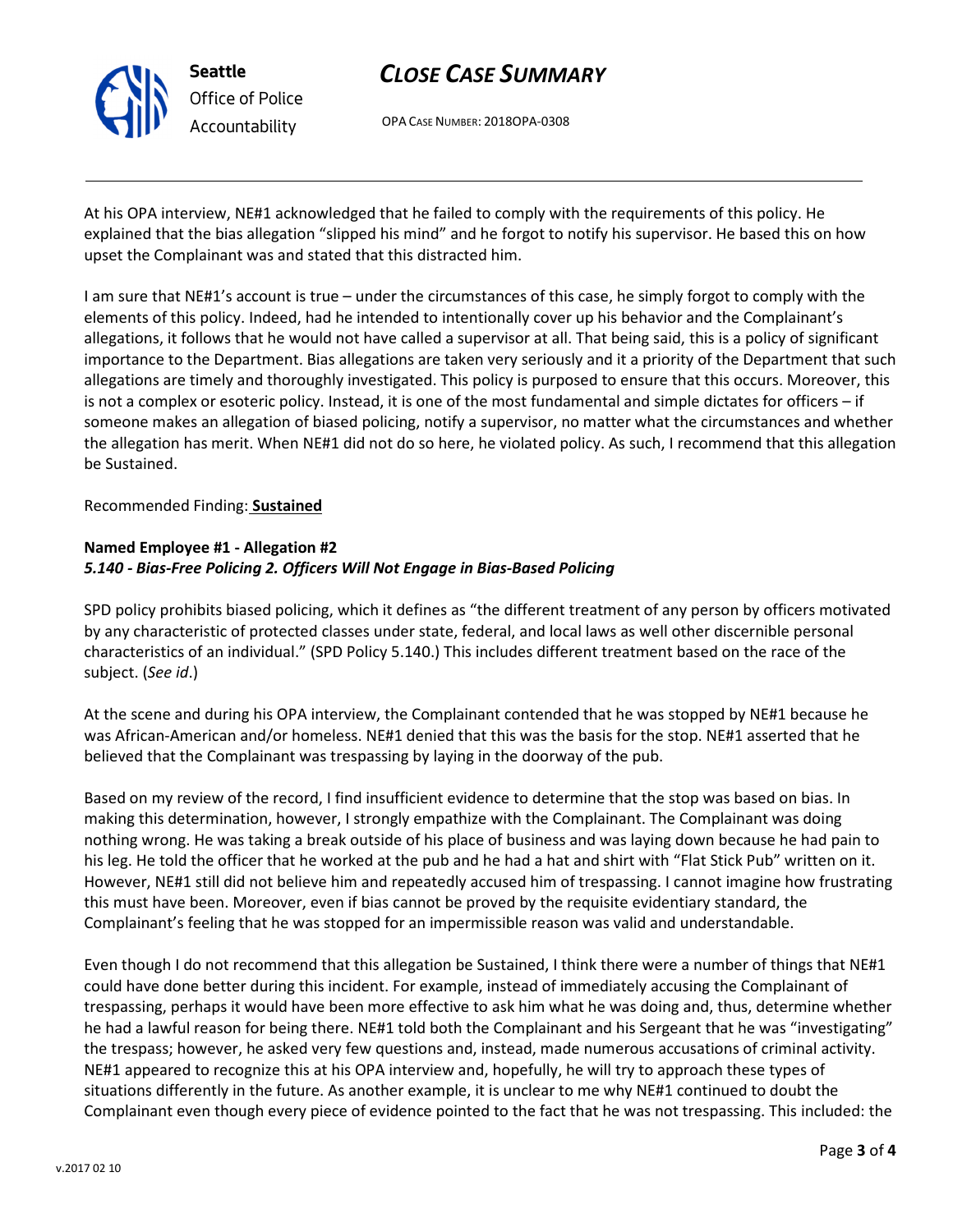At his OPA interview, NE#1 acknowledged that he failed to comply with the requirements of this policy. He explained that the bias allegation "slipped his mind" and he forgot to notify his supervisor. He based this on how upset the Complainant was and stated that this distracted him.

I am sure that NE#1's account is true – under the circumstances of this case, he simply forgot to comply with the elements of this policy. Indeed, had he intended to intentionally cover up his behavior and the Complainant's allegations, it follows that he would not have called a supervisor at all. That being said, this is a policy of significant importance to the Department. Bias allegations are taken very seriously and it a priority of the Department that such allegations are timely and thoroughly investigated. This policy is purposed to ensure that this occurs. Moreover, this is not a complex or esoteric policy. Instead, it is one of the most fundamental and simple dictates for officers – if someone makes an allegation of biased policing, notify a supervisor, no matter what the circumstances and whether the allegation has merit. When NE#1 did not do so here, he violated policy. As such, I recommend that this allegation be Sustained.

Recommended Finding: **Sustained**

**Named Employee #1 - Allegation #2**
***5.140 - Bias-Free Policing 2. Officers Will Not Engage in Bias-Based Policing***

SPD policy prohibits biased policing, which it defines as "the different treatment of any person by officers motivated by any characteristic of protected classes under state, federal, and local laws as well other discernible personal characteristics of an individual." (SPD Policy 5.140.) This includes different treatment based on the race of the subject. (*See id*.)

At the scene and during his OPA interview, the Complainant contended that he was stopped by NE#1 because he was African-American and/or homeless. NE#1 denied that this was the basis for the stop. NE#1 asserted that he believed that the Complainant was trespassing by laying in the doorway of the pub.

Based on my review of the record, I find insufficient evidence to determine that the stop was based on bias. In making this determination, however, I strongly empathize with the Complainant. The Complainant was doing nothing wrong. He was taking a break outside of his place of business and was laying down because he had pain to his leg. He told the officer that he worked at the pub and he had a hat and shirt with "Flat Stick Pub" written on it. However, NE#1 still did not believe him and repeatedly accused him of trespassing. I cannot imagine how frustrating this must have been. Moreover, even if bias cannot be proved by the requisite evidentiary standard, the Complainant's feeling that he was stopped for an impermissible reason was valid and understandable.

Even though I do not recommend that this allegation be Sustained, I think there were a number of things that NE#1 could have done better during this incident. For example, instead of immediately accusing the Complainant of trespassing, perhaps it would have been more effective to ask him what he was doing and, thus, determine whether he had a lawful reason for being there. NE#1 told both the Complainant and his Sergeant that he was "investigating" the trespass; however, he asked very few questions and, instead, made numerous accusations of criminal activity. NE#1 appeared to recognize this at his OPA interview and, hopefully, he will try to approach these types of situations differently in the future. As another example, it is unclear to me why NE#1 continued to doubt the Complainant even though every piece of evidence pointed to the fact that he was not trespassing. This included: the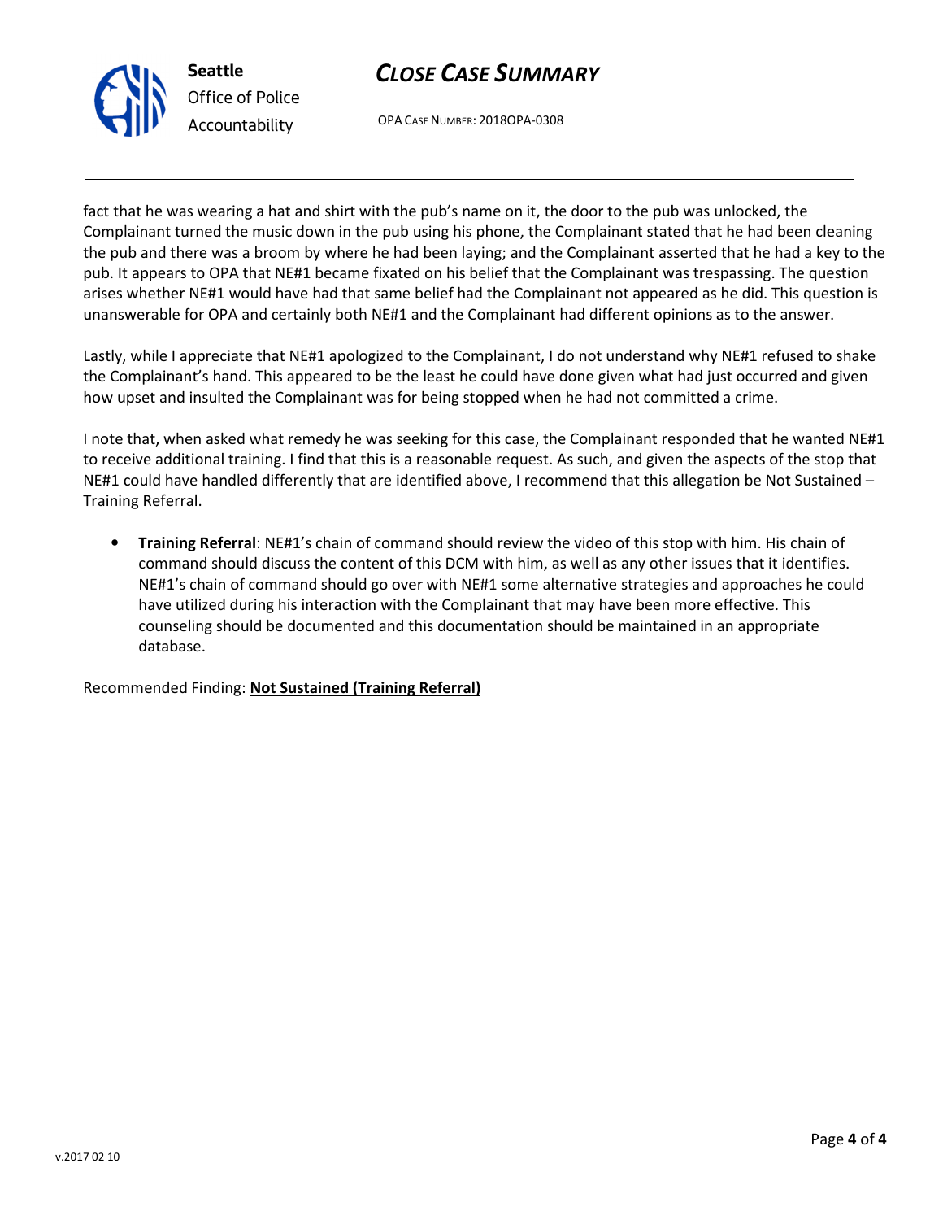fact that he was wearing a hat and shirt with the pub's name on it, the door to the pub was unlocked, the Complainant turned the music down in the pub using his phone, the Complainant stated that he had been cleaning the pub and there was a broom by where he had been laying; and the Complainant asserted that he had a key to the pub. It appears to OPA that NE#1 became fixated on his belief that the Complainant was trespassing. The question arises whether NE#1 would have had that same belief had the Complainant not appeared as he did. This question is unanswerable for OPA and certainly both NE#1 and the Complainant had different opinions as to the answer.

Lastly, while I appreciate that NE#1 apologized to the Complainant, I do not understand why NE#1 refused to shake the Complainant's hand. This appeared to be the least he could have done given what had just occurred and given how upset and insulted the Complainant was for being stopped when he had not committed a crime.

I note that, when asked what remedy he was seeking for this case, the Complainant responded that he wanted NE#1 to receive additional training. I find that this is a reasonable request. As such, and given the aspects of the stop that NE#1 could have handled differently that are identified above, I recommend that this allegation be Not Sustained – Training Referral.

- **Training Referral**: NE#1's chain of command should review the video of this stop with him. His chain of command should discuss the content of this DCM with him, as well as any other issues that it identifies. NE#1's chain of command should go over with NE#1 some alternative strategies and approaches he could have utilized during his interaction with the Complainant that may have been more effective. This counseling should be documented and this documentation should be maintained in an appropriate database.

Recommended Finding: **Not Sustained (Training Referral)**